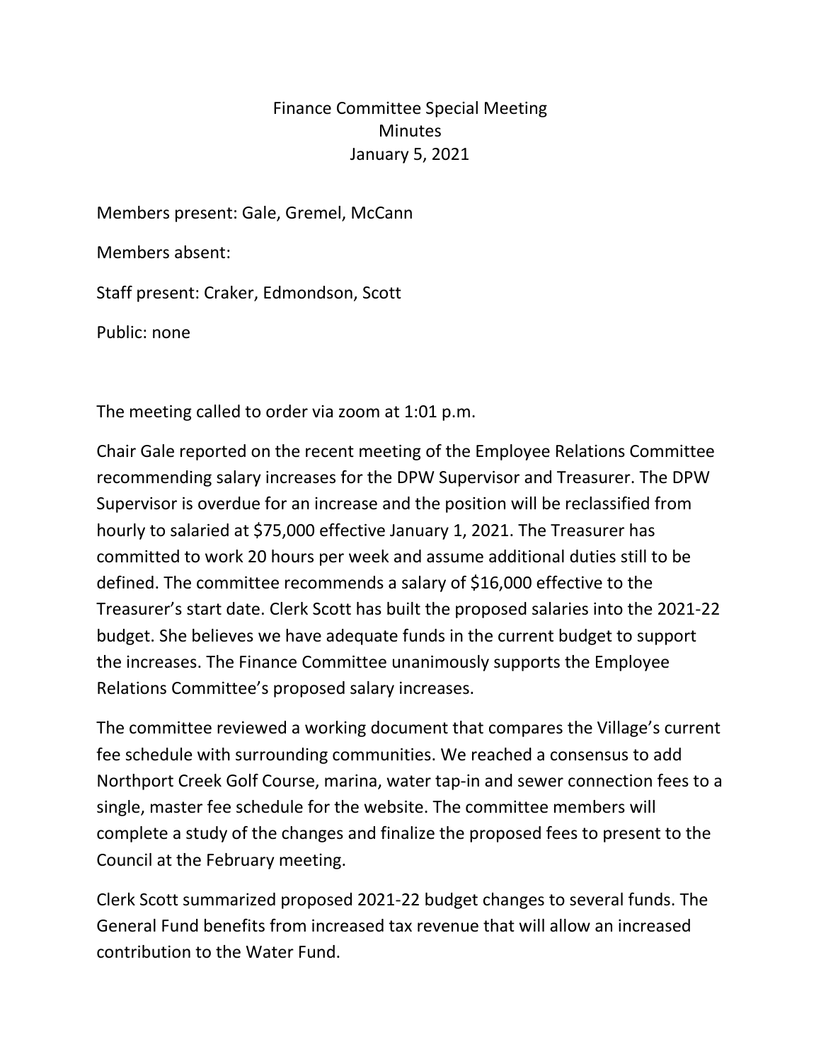# Finance Committee Special Meeting
## Minutes
## January 5, 2021

Members present: Gale, Gremel, McCann

Members absent:

Staff present: Craker, Edmondson, Scott

Public: none

The meeting called to order via zoom at 1:01 p.m.

Chair Gale reported on the recent meeting of the Employee Relations Committee recommending salary increases for the DPW Supervisor and Treasurer. The DPW Supervisor is overdue for an increase and the position will be reclassified from hourly to salaried at $75,000 effective January 1, 2021. The Treasurer has committed to work 20 hours per week and assume additional duties still to be defined. The committee recommends a salary of $16,000 effective to the Treasurer's start date. Clerk Scott has built the proposed salaries into the 2021-22 budget. She believes we have adequate funds in the current budget to support the increases. The Finance Committee unanimously supports the Employee Relations Committee's proposed salary increases.

The committee reviewed a working document that compares the Village's current fee schedule with surrounding communities. We reached a consensus to add Northport Creek Golf Course, marina, water tap-in and sewer connection fees to a single, master fee schedule for the website. The committee members will complete a study of the changes and finalize the proposed fees to present to the Council at the February meeting.

Clerk Scott summarized proposed 2021-22 budget changes to several funds. The General Fund benefits from increased tax revenue that will allow an increased contribution to the Water Fund.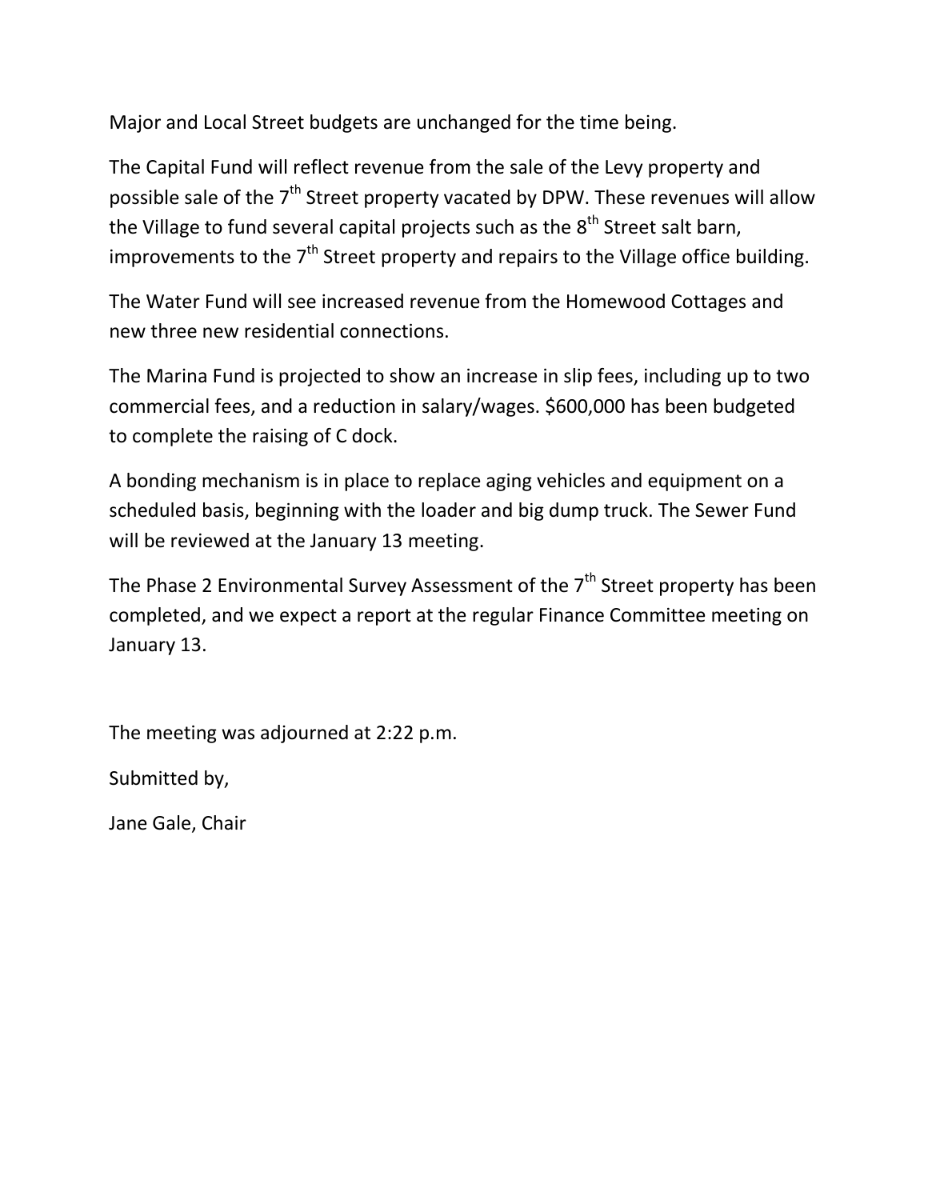Major and Local Street budgets are unchanged for the time being.

The Capital Fund will reflect revenue from the sale of the Levy property and possible sale of the 7th Street property vacated by DPW. These revenues will allow the Village to fund several capital projects such as the 8th Street salt barn, improvements to the 7th Street property and repairs to the Village office building.

The Water Fund will see increased revenue from the Homewood Cottages and new three new residential connections.

The Marina Fund is projected to show an increase in slip fees, including up to two commercial fees, and a reduction in salary/wages. $600,000 has been budgeted to complete the raising of C dock.

A bonding mechanism is in place to replace aging vehicles and equipment on a scheduled basis, beginning with the loader and big dump truck. The Sewer Fund will be reviewed at the January 13 meeting.

The Phase 2 Environmental Survey Assessment of the 7th Street property has been completed, and we expect a report at the regular Finance Committee meeting on January 13.

The meeting was adjourned at 2:22 p.m.

Submitted by,

Jane Gale, Chair